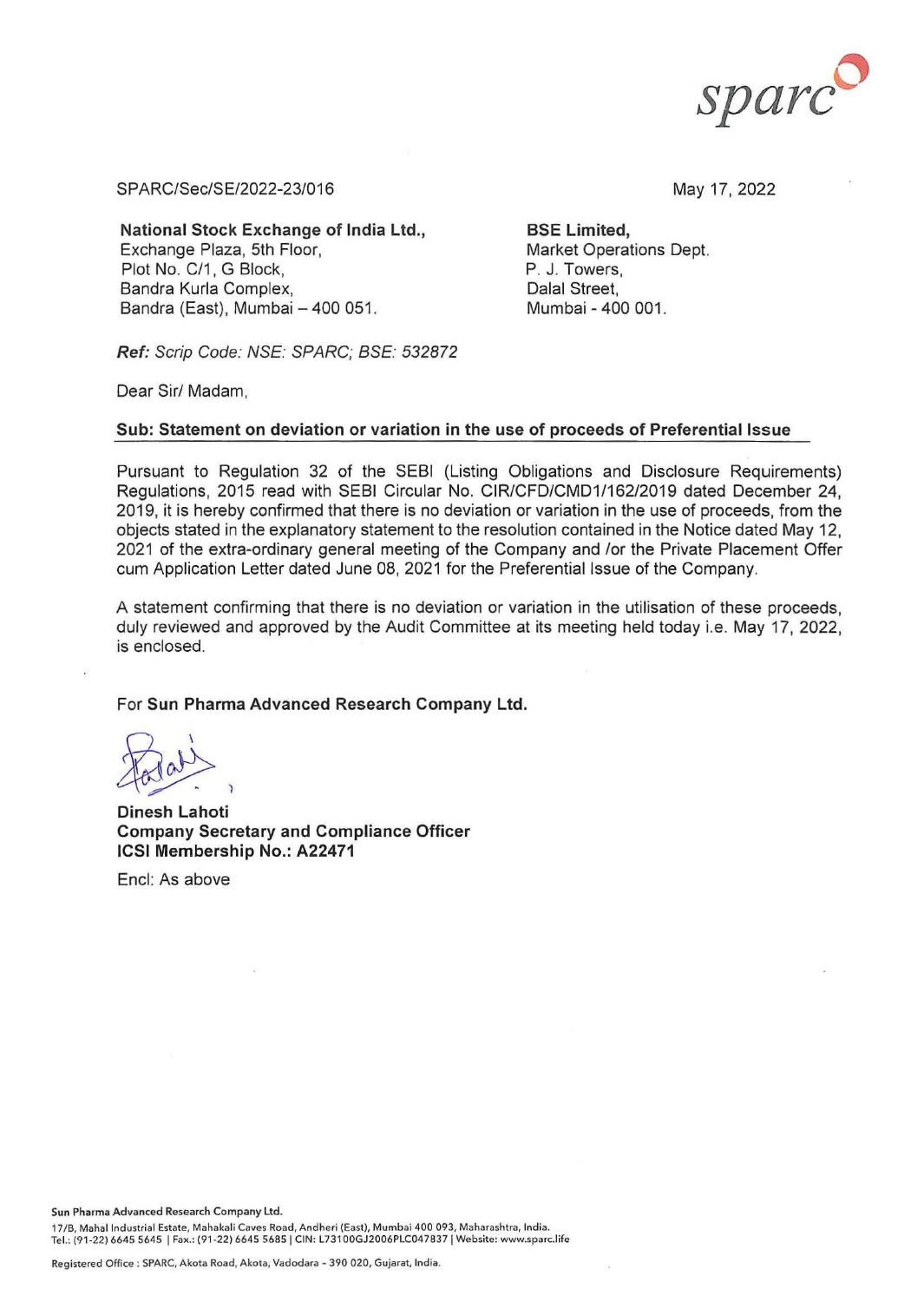sparc

SPARC/Sec/SE/2022-23/016

May 17, 2022

**National Stock Exchange of India Ltd.,**
Exchange Plaza, 5th Floor,
Plot No. C/1, G Block,
Bandra Kurla Complex,
Bandra (East), Mumbai – 400 051.

**BSE Limited,**
Market Operations Dept.
P. J. Towers,
Dalal Street,
Mumbai - 400 001.

***Ref:*** *Scrip Code: NSE: SPARC; BSE: 532872*

Dear Sir/ Madam,

**Sub: Statement on deviation or variation in the use of proceeds of Preferential Issue**

Pursuant to Regulation 32 of the SEBI (Listing Obligations and Disclosure Requirements) Regulations, 2015 read with SEBI Circular No. CIR/CFD/CMD1/162/2019 dated December 24, 2019, it is hereby confirmed that there is no deviation or variation in the use of proceeds, from the objects stated in the explanatory statement to the resolution contained in the Notice dated May 12, 2021 of the extra-ordinary general meeting of the Company and /or the Private Placement Offer cum Application Letter dated June 08, 2021 for the Preferential Issue of the Company.

A statement confirming that there is no deviation or variation in the utilisation of these proceeds, duly reviewed and approved by the Audit Committee at its meeting held today i.e. May 17, 2022, is enclosed.

For **Sun Pharma Advanced Research Company Ltd.**

**Dinesh Lahoti**
**Company Secretary and Compliance Officer**
**ICSI Membership No.: A22471**

Encl: As above

**Sun Pharma Advanced Research Company Ltd.**
17/B, Mahal Industrial Estate, Mahakali Caves Road, Andheri (East), Mumbai 400 093, Maharashtra, India.
Tel.: (91-22) 6645 5645 | Fax.: (91-22) 6645 5685 | CIN: L73100GJ2006PLC047837 | Website: www.sparc.life

Registered Office : SPARC, Akota Road, Akota, Vadodara - 390 020, Gujarat, India.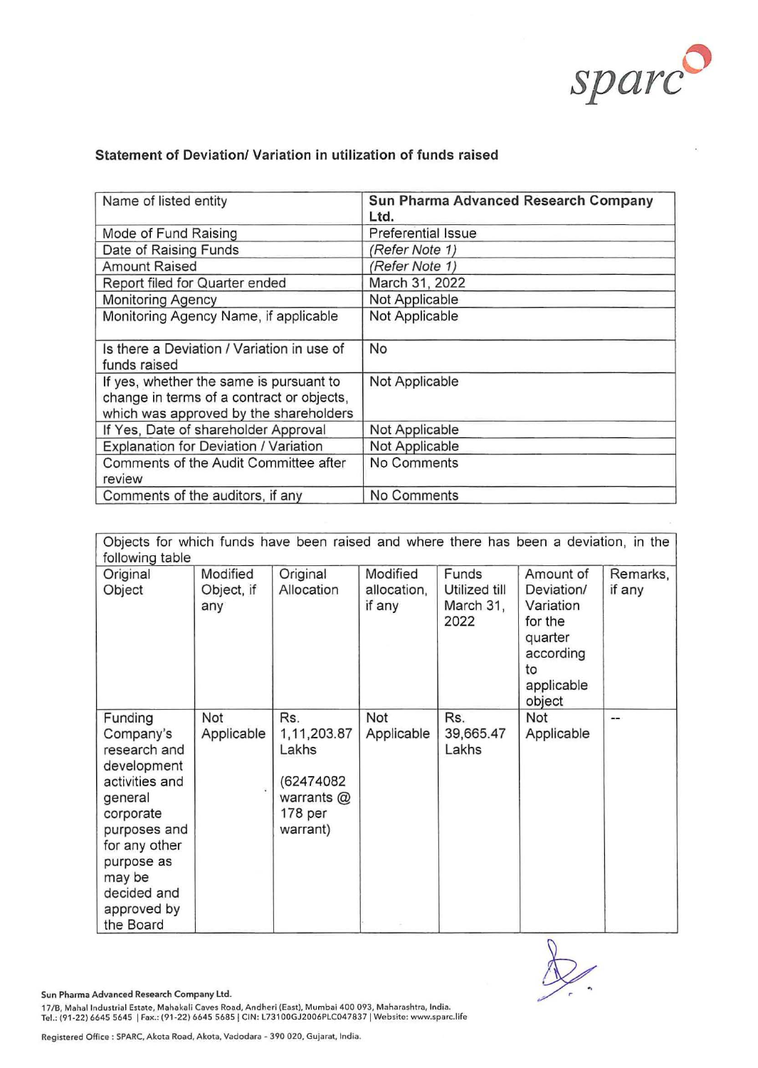**Statement of Deviation/ Variation in utilization of funds raised**

| Name of listed entity | **Sun Pharma Advanced Research Company Ltd.** |
|---|---|
| Mode of Fund Raising | Preferential Issue |
| Date of Raising Funds | *(Refer Note 1)* |
| Amount Raised | *(Refer Note 1)* |
| Report filed for Quarter ended | March 31, 2022 |
| Monitoring Agency | Not Applicable |
| Monitoring Agency Name, if applicable | Not Applicable |
| Is there a Deviation / Variation in use of funds raised | No |
| If yes, whether the same is pursuant to change in terms of a contract or objects, which was approved by the shareholders | Not Applicable |
| If Yes, Date of shareholder Approval | Not Applicable |
| Explanation for Deviation / Variation | Not Applicable |
| Comments of the Audit Committee after review | No Comments |
| Comments of the auditors, if any | No Comments |

Objects for which funds have been raised and where there has been a deviation, in the following table

| Original Object | Modified Object, if any | Original Allocation | Modified allocation, if any | Funds Utilized till March 31, 2022 | Amount of Deviation/ Variation for the quarter according to applicable object | Remarks, if any |
|---|---|---|---|---|---|---|
| Funding Company's research and development activities and general corporate purposes and for any other purpose as may be decided and approved by the Board | Not Applicable | Rs. 1,11,203.87 Lakhs<br><br>(62474082 warrants @ 178 per warrant) | Not Applicable | Rs. 39,665.47 Lakhs | Not Applicable | -- |

Sun Pharma Advanced Research Company Ltd.
17/B, Mahal Industrial Estate, Mahakali Caves Road, Andheri (East), Mumbai 400 093, Maharashtra, India.
Tel.: (91-22) 6645 5645 | Fax.: (91-22) 6645 5685 | CIN: L73100GJ2006PLC047837 | Website: www.sparc.life

Registered Office : SPARC, Akota Road, Akota, Vadodara - 390 020, Gujarat, India.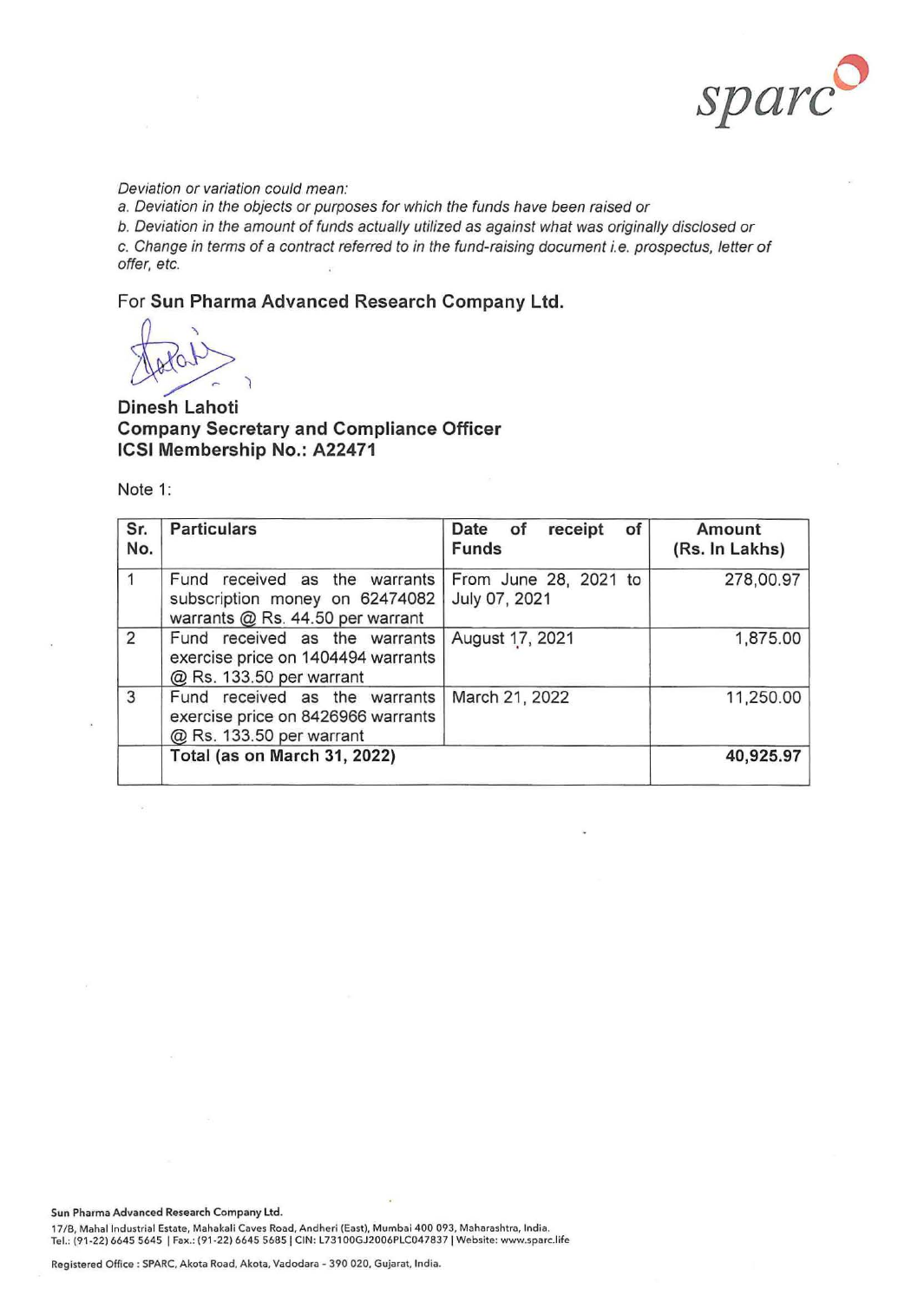*Deviation or variation could mean:*
*a. Deviation in the objects or purposes for which the funds have been raised or*
*b. Deviation in the amount of funds actually utilized as against what was originally disclosed or*
*c. Change in terms of a contract referred to in the fund-raising document i.e. prospectus, letter of offer, etc.*

For **Sun Pharma Advanced Research Company Ltd.**

**Dinesh Lahoti**
**Company Secretary and Compliance Officer**
**ICSI Membership No.: A22471**

Note 1:

| Sr. No. | Particulars | Date of receipt of Funds | Amount (Rs. In Lakhs) |
|---|---|---|---|
| 1 | Fund received as the warrants subscription money on 62474082 warrants @ Rs. 44.50 per warrant | From June 28, 2021 to July 07, 2021 | 278,00.97 |
| 2 | Fund received as the warrants exercise price on 1404494 warrants @ Rs. 133.50 per warrant | August 17, 2021 | 1,875.00 |
| 3 | Fund received as the warrants exercise price on 8426966 warrants @ Rs. 133.50 per warrant | March 21, 2022 | 11,250.00 |
| | **Total (as on March 31, 2022)** | | **40,925.97** |

**Sun Pharma Advanced Research Company Ltd.**
17/B, Mahal Industrial Estate, Mahakali Caves Road, Andheri (East), Mumbai 400 093, Maharashtra, India.
Tel.: (91-22) 6645 5645 | Fax.: (91-22) 6645 5685 | CIN: L73100GJ2006PLC047837 | Website: www.sparc.life

Registered Office : SPARC, Akota Road, Akota, Vadodara - 390 020, Gujarat, India.